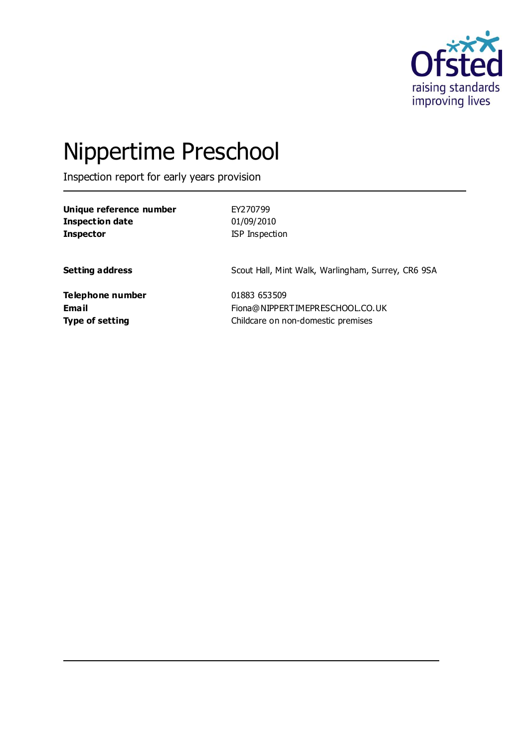# Nippertime Preschool

Inspection report for early years provision

| | |
|---|---|
| **Unique reference number** | EY270799 |
| **Inspection date** | 01/09/2010 |
| **Inspector** | ISP Inspection |
| **Setting address** | Scout Hall, Mint Walk, Warlingham, Surrey, CR6 9SA |
| **Telephone number** | 01883 653509 |
| **Email** | Fiona@NIPPERTIMEPRESCHOOL.CO.UK |
| **Type of setting** | Childcare on non-domestic premises |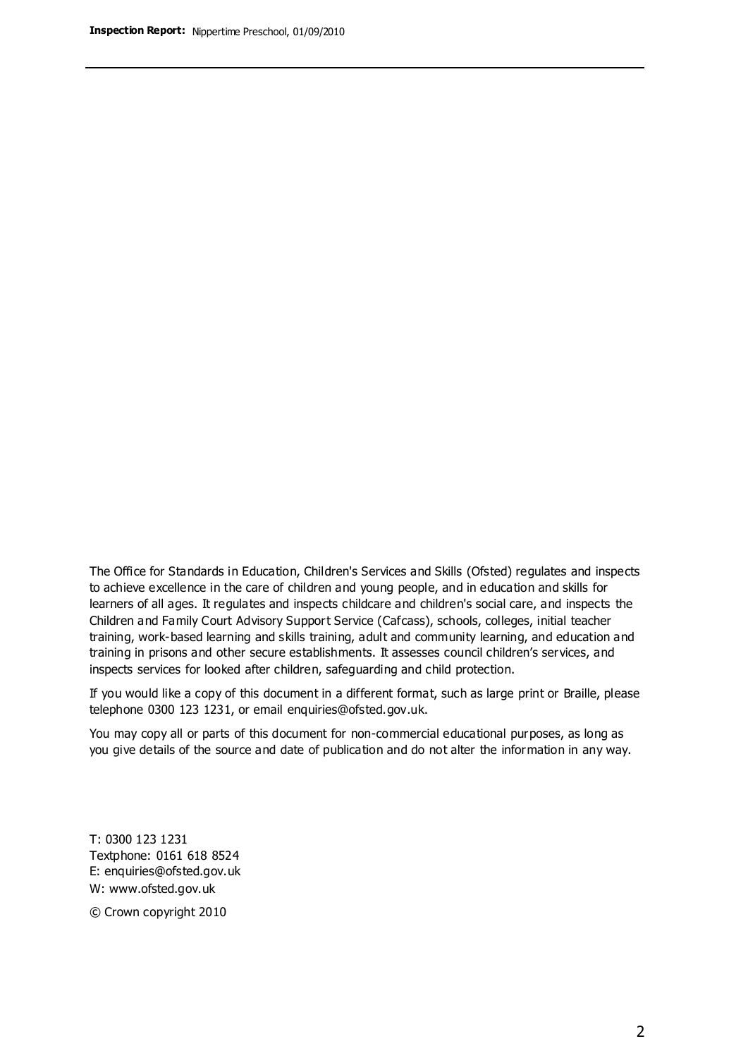The Office for Standards in Education, Children's Services and Skills (Ofsted) regulates and inspects to achieve excellence in the care of children and young people, and in education and skills for learners of all ages. It regulates and inspects childcare and children's social care, and inspects the Children and Family Court Advisory Support Service (Cafcass), schools, colleges, initial teacher training, work-based learning and skills training, adult and community learning, and education and training in prisons and other secure establishments. It assesses council children's services, and inspects services for looked after children, safeguarding and child protection.

If you would like a copy of this document in a different format, such as large print or Braille, please telephone 0300 123 1231, or email enquiries@ofsted.gov.uk.

You may copy all or parts of this document for non-commercial educational purposes, as long as you give details of the source and date of publication and do not alter the information in any way.

T: 0300 123 1231
Textphone: 0161 618 8524
E: enquiries@ofsted.gov.uk
W: www.ofsted.gov.uk

© Crown copyright 2010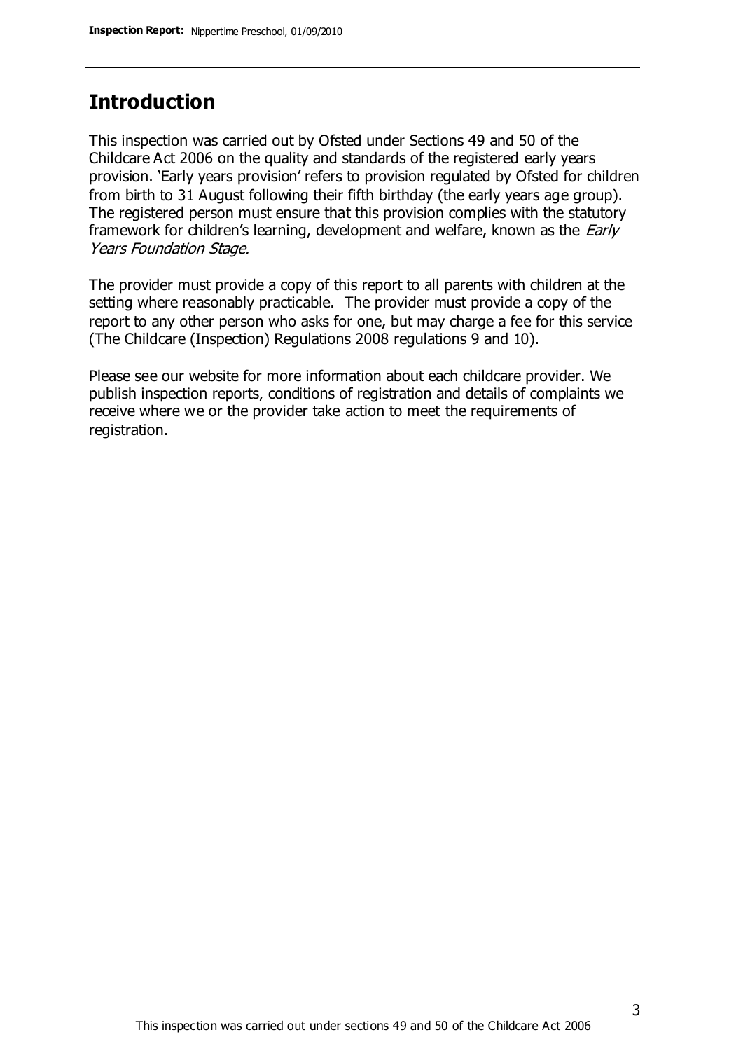## Introduction

This inspection was carried out by Ofsted under Sections 49 and 50 of the Childcare Act 2006 on the quality and standards of the registered early years provision. 'Early years provision' refers to provision regulated by Ofsted for children from birth to 31 August following their fifth birthday (the early years age group). The registered person must ensure that this provision complies with the statutory framework for children's learning, development and welfare, known as the *Early Years Foundation Stage.*

The provider must provide a copy of this report to all parents with children at the setting where reasonably practicable. The provider must provide a copy of the report to any other person who asks for one, but may charge a fee for this service (The Childcare (Inspection) Regulations 2008 regulations 9 and 10).

Please see our website for more information about each childcare provider. We publish inspection reports, conditions of registration and details of complaints we receive where we or the provider take action to meet the requirements of registration.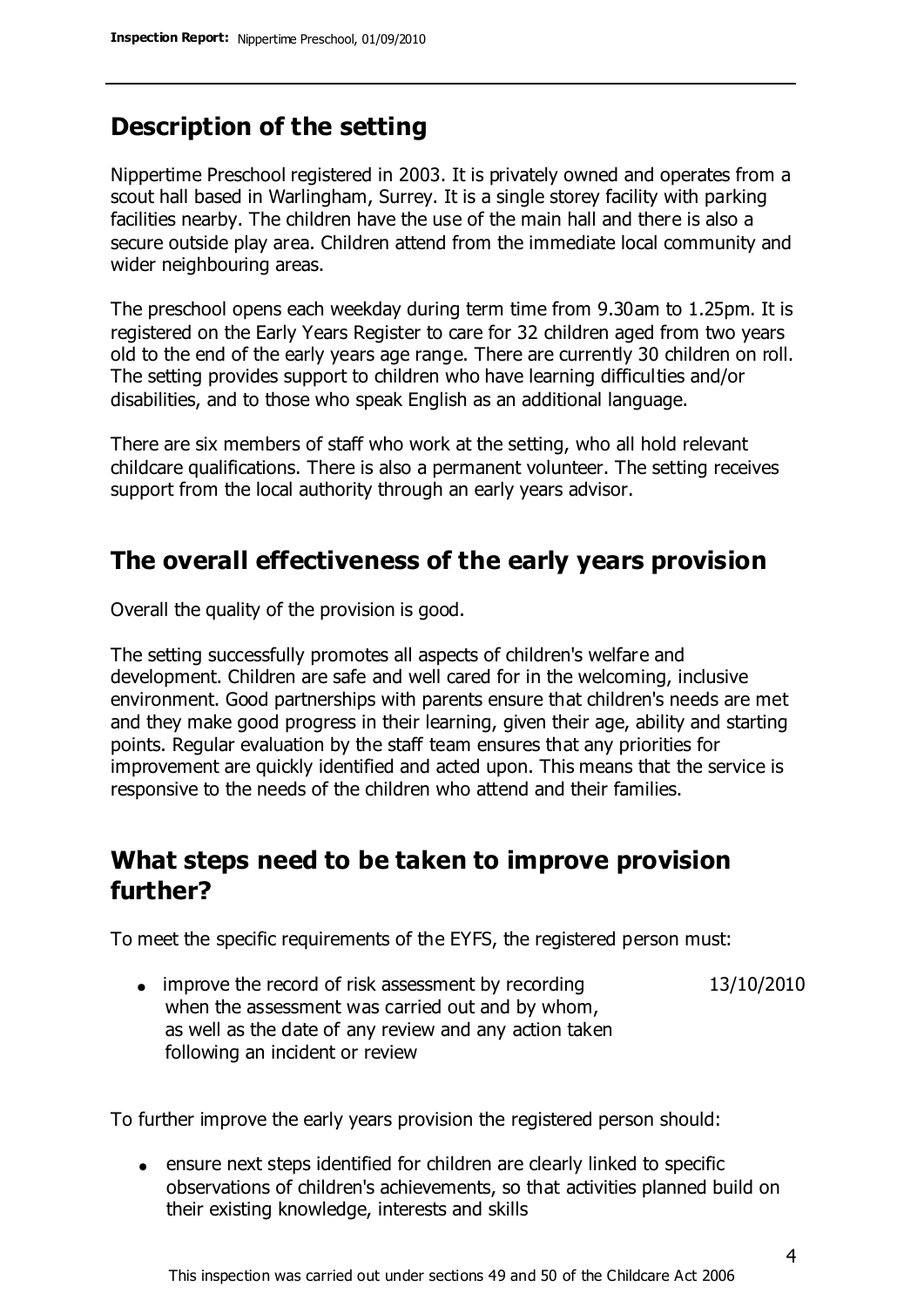## Description of the setting

Nippertime Preschool registered in 2003. It is privately owned and operates from a scout hall based in Warlingham, Surrey. It is a single storey facility with parking facilities nearby. The children have the use of the main hall and there is also a secure outside play area. Children attend from the immediate local community and wider neighbouring areas.

The preschool opens each weekday during term time from 9.30am to 1.25pm. It is registered on the Early Years Register to care for 32 children aged from two years old to the end of the early years age range. There are currently 30 children on roll. The setting provides support to children who have learning difficulties and/or disabilities, and to those who speak English as an additional language.

There are six members of staff who work at the setting, who all hold relevant childcare qualifications. There is also a permanent volunteer. The setting receives support from the local authority through an early years advisor.

## The overall effectiveness of the early years provision

Overall the quality of the provision is good.

The setting successfully promotes all aspects of children's welfare and development. Children are safe and well cared for in the welcoming, inclusive environment. Good partnerships with parents ensure that children's needs are met and they make good progress in their learning, given their age, ability and starting points. Regular evaluation by the staff team ensures that any priorities for improvement are quickly identified and acted upon. This means that the service is responsive to the needs of the children who attend and their families.

## What steps need to be taken to improve provision further?

To meet the specific requirements of the EYFS, the registered person must:

- improve the record of risk assessment by recording when the assessment was carried out and by whom, as well as the date of any review and any action taken following an incident or review — 13/10/2010

To further improve the early years provision the registered person should:

- ensure next steps identified for children are clearly linked to specific observations of children's achievements, so that activities planned build on their existing knowledge, interests and skills

This inspection was carried out under sections 49 and 50 of the Childcare Act 2006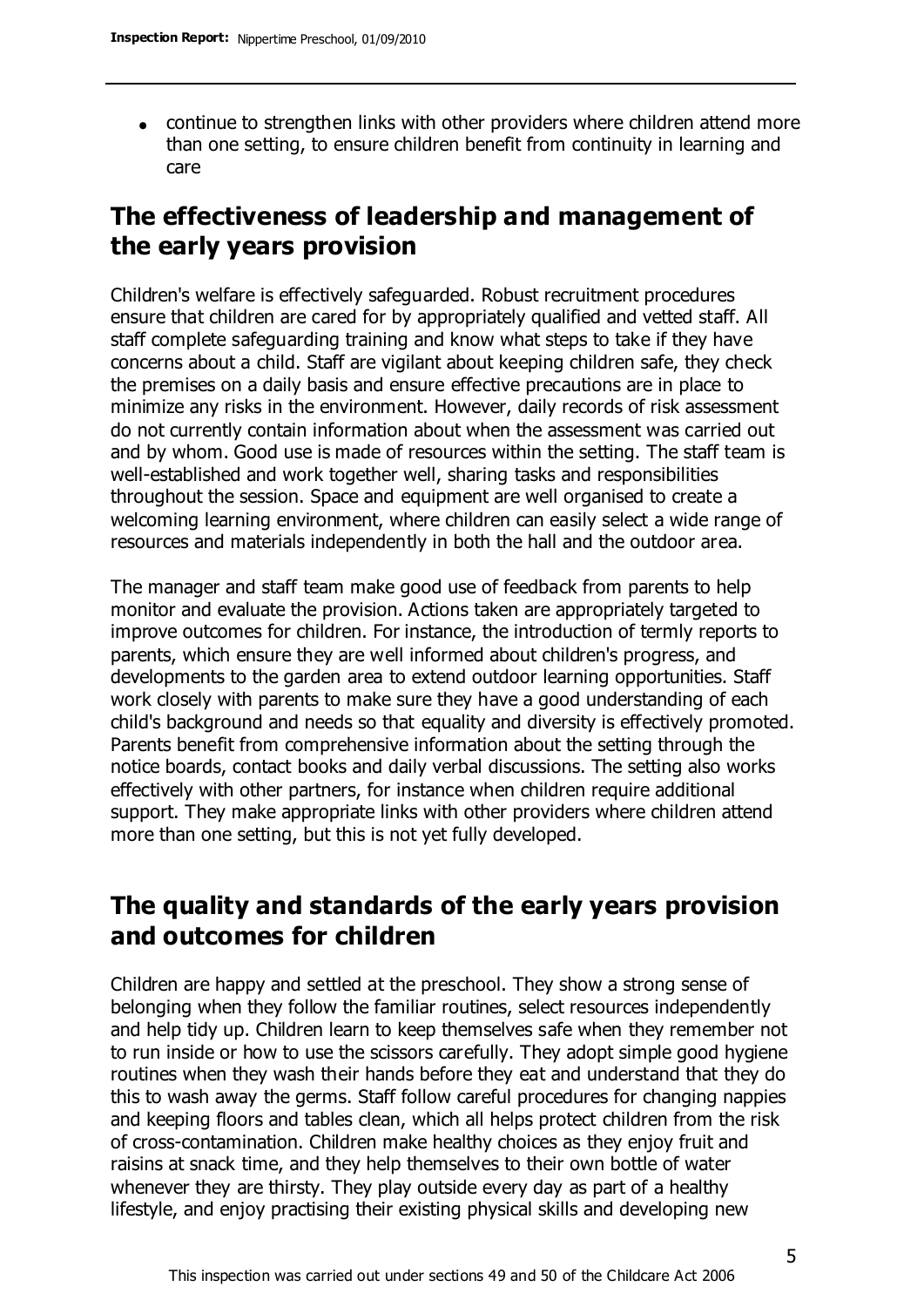- continue to strengthen links with other providers where children attend more than one setting, to ensure children benefit from continuity in learning and care

## The effectiveness of leadership and management of the early years provision

Children's welfare is effectively safeguarded. Robust recruitment procedures ensure that children are cared for by appropriately qualified and vetted staff. All staff complete safeguarding training and know what steps to take if they have concerns about a child. Staff are vigilant about keeping children safe, they check the premises on a daily basis and ensure effective precautions are in place to minimize any risks in the environment. However, daily records of risk assessment do not currently contain information about when the assessment was carried out and by whom. Good use is made of resources within the setting. The staff team is well-established and work together well, sharing tasks and responsibilities throughout the session. Space and equipment are well organised to create a welcoming learning environment, where children can easily select a wide range of resources and materials independently in both the hall and the outdoor area.

The manager and staff team make good use of feedback from parents to help monitor and evaluate the provision. Actions taken are appropriately targeted to improve outcomes for children. For instance, the introduction of termly reports to parents, which ensure they are well informed about children's progress, and developments to the garden area to extend outdoor learning opportunities. Staff work closely with parents to make sure they have a good understanding of each child's background and needs so that equality and diversity is effectively promoted. Parents benefit from comprehensive information about the setting through the notice boards, contact books and daily verbal discussions. The setting also works effectively with other partners, for instance when children require additional support. They make appropriate links with other providers where children attend more than one setting, but this is not yet fully developed.

## The quality and standards of the early years provision and outcomes for children

Children are happy and settled at the preschool. They show a strong sense of belonging when they follow the familiar routines, select resources independently and help tidy up. Children learn to keep themselves safe when they remember not to run inside or how to use the scissors carefully. They adopt simple good hygiene routines when they wash their hands before they eat and understand that they do this to wash away the germs. Staff follow careful procedures for changing nappies and keeping floors and tables clean, which all helps protect children from the risk of cross-contamination. Children make healthy choices as they enjoy fruit and raisins at snack time, and they help themselves to their own bottle of water whenever they are thirsty. They play outside every day as part of a healthy lifestyle, and enjoy practising their existing physical skills and developing new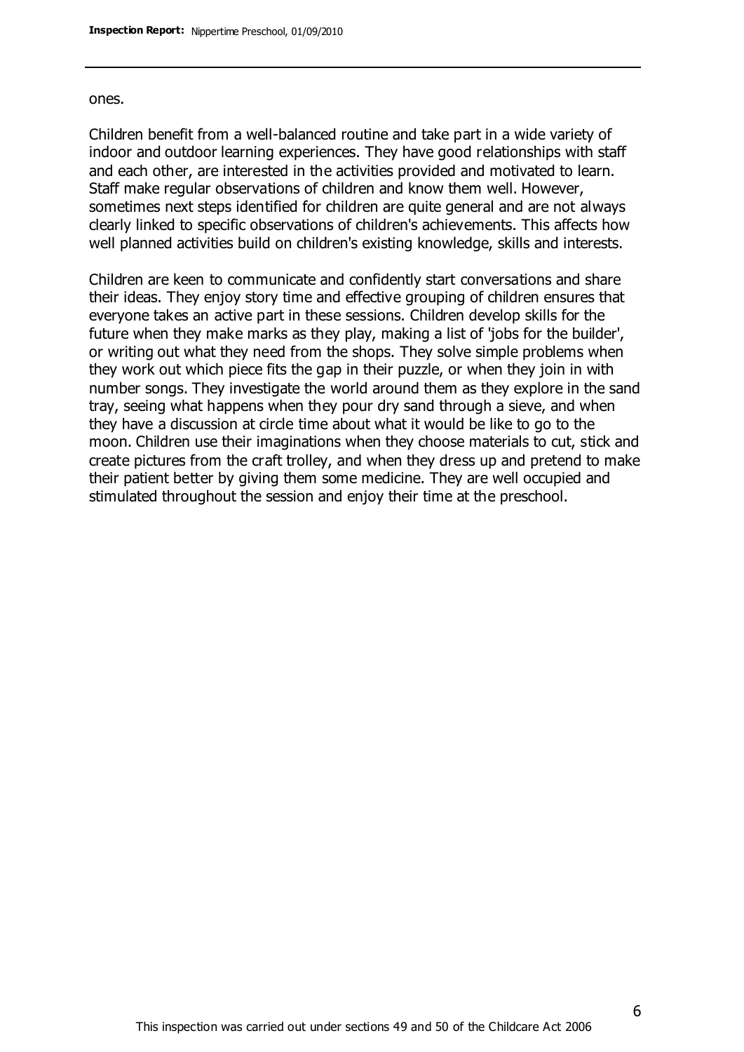ones.

Children benefit from a well-balanced routine and take part in a wide variety of indoor and outdoor learning experiences. They have good relationships with staff and each other, are interested in the activities provided and motivated to learn. Staff make regular observations of children and know them well. However, sometimes next steps identified for children are quite general and are not always clearly linked to specific observations of children's achievements. This affects how well planned activities build on children's existing knowledge, skills and interests.

Children are keen to communicate and confidently start conversations and share their ideas. They enjoy story time and effective grouping of children ensures that everyone takes an active part in these sessions. Children develop skills for the future when they make marks as they play, making a list of 'jobs for the builder', or writing out what they need from the shops. They solve simple problems when they work out which piece fits the gap in their puzzle, or when they join in with number songs. They investigate the world around them as they explore in the sand tray, seeing what happens when they pour dry sand through a sieve, and when they have a discussion at circle time about what it would be like to go to the moon. Children use their imaginations when they choose materials to cut, stick and create pictures from the craft trolley, and when they dress up and pretend to make their patient better by giving them some medicine. They are well occupied and stimulated throughout the session and enjoy their time at the preschool.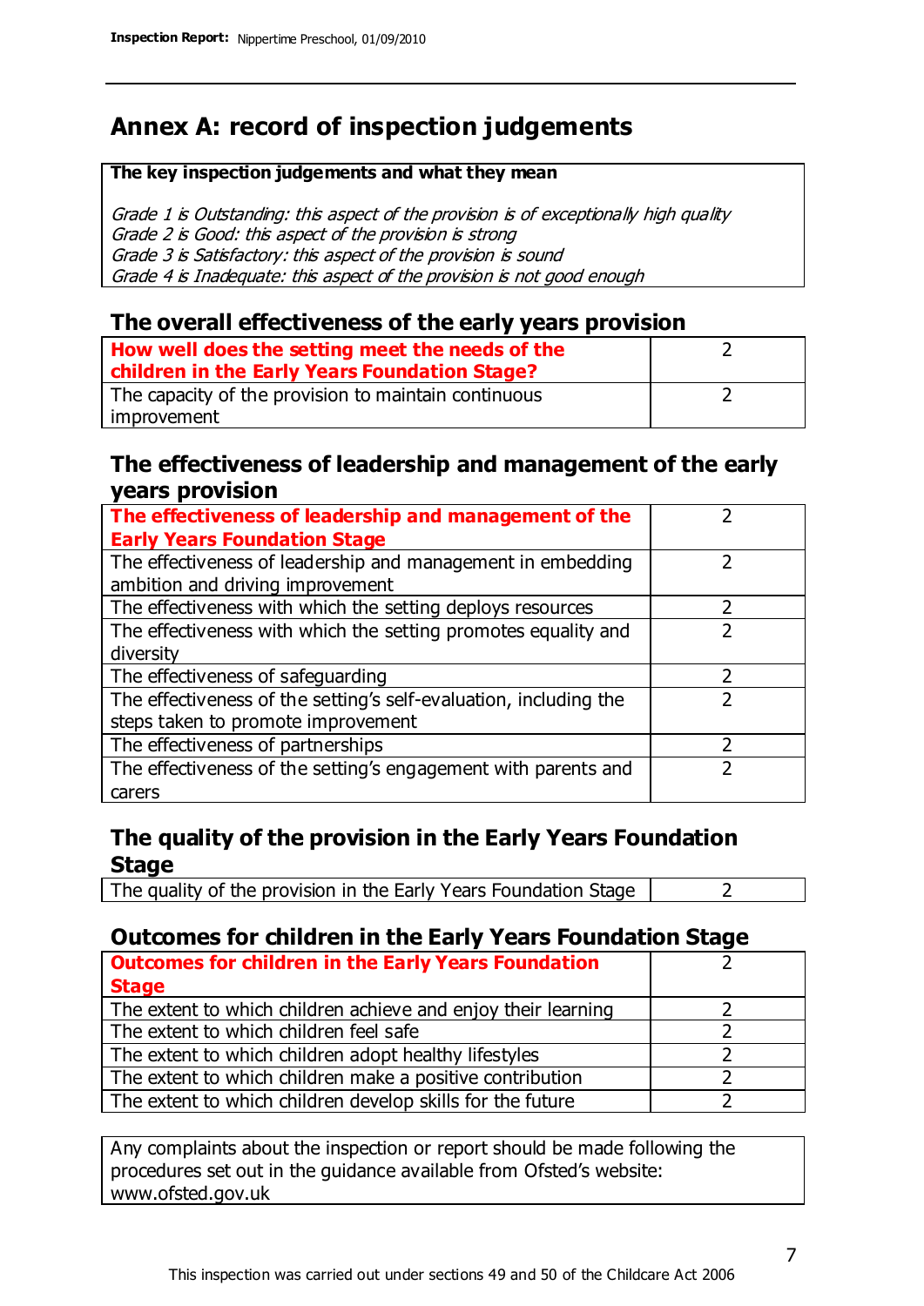# Annex A: record of inspection judgements

**The key inspection judgements and what they mean**

*Grade 1 is Outstanding: this aspect of the provision is of exceptionally high quality*
*Grade 2 is Good: this aspect of the provision is strong*
*Grade 3 is Satisfactory: this aspect of the provision is sound*
*Grade 4 is Inadequate: this aspect of the provision is not good enough*

## The overall effectiveness of the early years provision

| | |
|---|---|
| **How well does the setting meet the needs of the children in the Early Years Foundation Stage?** | 2 |
| The capacity of the provision to maintain continuous improvement | 2 |

## The effectiveness of leadership and management of the early years provision

| | |
|---|---|
| **The effectiveness of leadership and management of the Early Years Foundation Stage** | 2 |
| The effectiveness of leadership and management in embedding ambition and driving improvement | 2 |
| The effectiveness with which the setting deploys resources | 2 |
| The effectiveness with which the setting promotes equality and diversity | 2 |
| The effectiveness of safeguarding | 2 |
| The effectiveness of the setting's self-evaluation, including the steps taken to promote improvement | 2 |
| The effectiveness of partnerships | 2 |
| The effectiveness of the setting's engagement with parents and carers | 2 |

## The quality of the provision in the Early Years Foundation Stage

| | |
|---|---|
| The quality of the provision in the Early Years Foundation Stage | 2 |

## Outcomes for children in the Early Years Foundation Stage

| | |
|---|---|
| **Outcomes for children in the Early Years Foundation Stage** | 2 |
| The extent to which children achieve and enjoy their learning | 2 |
| The extent to which children feel safe | 2 |
| The extent to which children adopt healthy lifestyles | 2 |
| The extent to which children make a positive contribution | 2 |
| The extent to which children develop skills for the future | 2 |

Any complaints about the inspection or report should be made following the procedures set out in the guidance available from Ofsted's website: www.ofsted.gov.uk

This inspection was carried out under sections 49 and 50 of the Childcare Act 2006